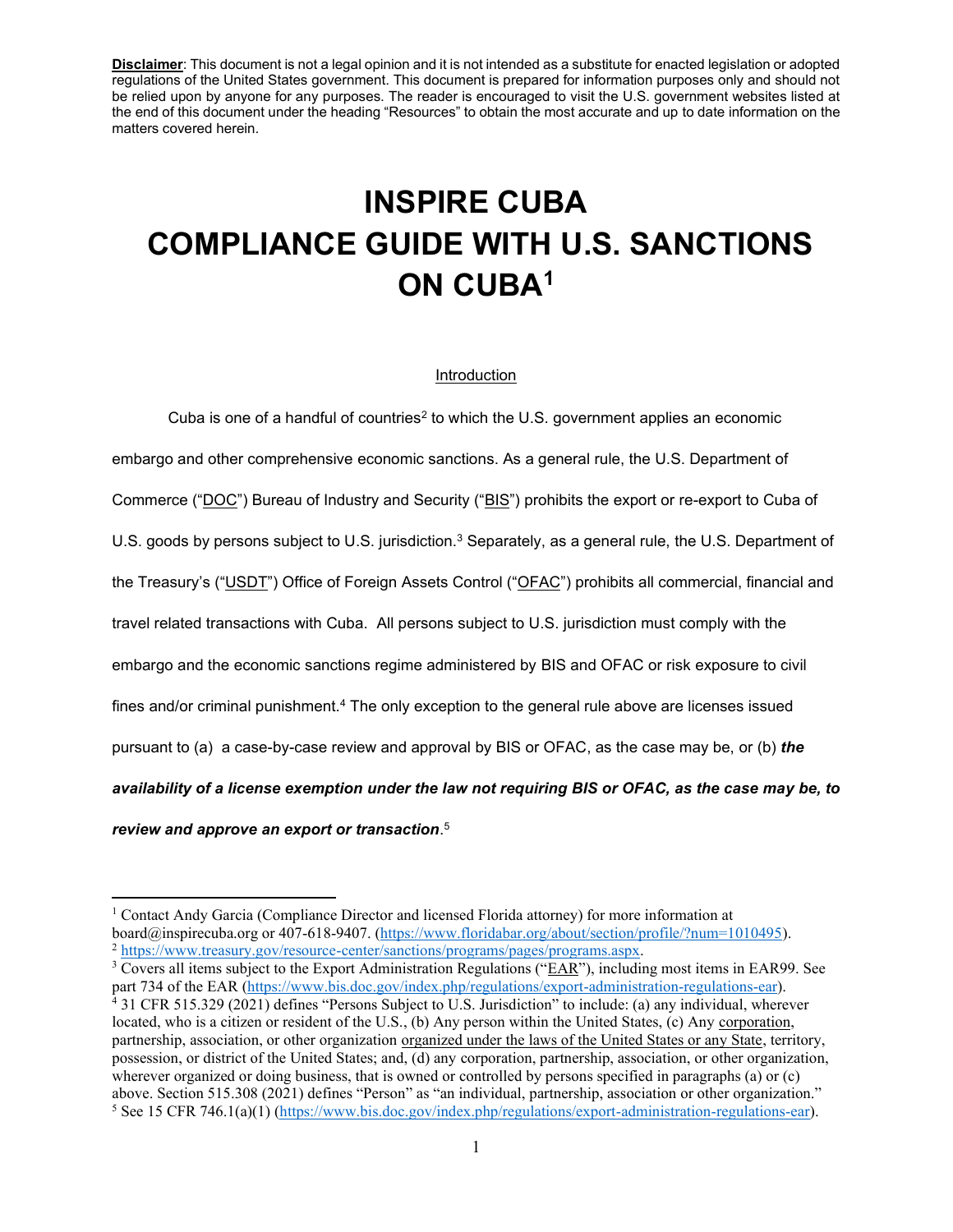**Disclaimer**: This document is not a legal opinion and it is not intended as a substitute for enacted legislation or adopted regulations of the United States government. This document is prepared for information purposes only and should not be relied upon by anyone for any purposes. The reader is encouraged to visit the U.S. government websites listed at the end of this document under the heading "Resources" to obtain the most accurate and up to date information on the matters covered herein.

# INSPIRE CUBA COMPLIANCE GUIDE WITH U.S. SANCTIONS ON CUBA[1]

## Introduction

Cuba is one of a handful of countries[2] to which the U.S. government applies an economic embargo and other comprehensive economic sanctions. As a general rule, the U.S. Department of Commerce ("DOC") Bureau of Industry and Security ("BIS") prohibits the export or re-export to Cuba of U.S. goods by persons subject to U.S. jurisdiction.[3] Separately, as a general rule, the U.S. Department of the Treasury's ("USDT") Office of Foreign Assets Control ("OFAC") prohibits all commercial, financial and travel related transactions with Cuba. All persons subject to U.S. jurisdiction must comply with the embargo and the economic sanctions regime administered by BIS and OFAC or risk exposure to civil fines and/or criminal punishment.[4] The only exception to the general rule above are licenses issued pursuant to (a) a case-by-case review and approval by BIS or OFAC, as the case may be, or (b) ***the availability of a license exemption under the law not requiring BIS or OFAC, as the case may be, to review and approve an export or transaction***.[5]

---

[1] Contact Andy Garcia (Compliance Director and licensed Florida attorney) for more information at board@inspirecuba.org or 407-618-9407. (https://www.floridabar.org/about/section/profile/?num=1010495).

[2] https://www.treasury.gov/resource-center/sanctions/programs/pages/programs.aspx.

[3] Covers all items subject to the Export Administration Regulations ("EAR"), including most items in EAR99. See part 734 of the EAR (https://www.bis.doc.gov/index.php/regulations/export-administration-regulations-ear).

[4] 31 CFR 515.329 (2021) defines "Persons Subject to U.S. Jurisdiction" to include: (a) any individual, wherever located, who is a citizen or resident of the U.S., (b) Any person within the United States, (c) Any corporation, partnership, association, or other organization organized under the laws of the United States or any State, territory, possession, or district of the United States; and, (d) any corporation, partnership, association, or other organization, wherever organized or doing business, that is owned or controlled by persons specified in paragraphs (a) or (c) above. Section 515.308 (2021) defines "Person" as "an individual, partnership, association or other organization."

[5] See 15 CFR 746.1(a)(1) (https://www.bis.doc.gov/index.php/regulations/export-administration-regulations-ear).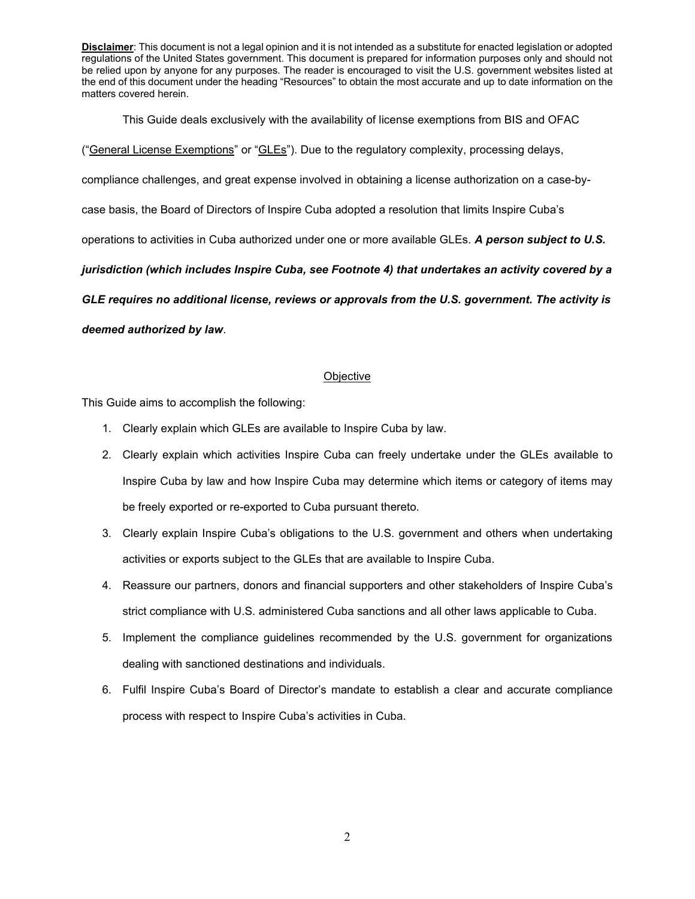**Disclaimer**: This document is not a legal opinion and it is not intended as a substitute for enacted legislation or adopted regulations of the United States government. This document is prepared for information purposes only and should not be relied upon by anyone for any purposes. The reader is encouraged to visit the U.S. government websites listed at the end of this document under the heading "Resources" to obtain the most accurate and up to date information on the matters covered herein.

This Guide deals exclusively with the availability of license exemptions from BIS and OFAC ("General License Exemptions" or "GLEs"). Due to the regulatory complexity, processing delays, compliance challenges, and great expense involved in obtaining a license authorization on a case-by-case basis, the Board of Directors of Inspire Cuba adopted a resolution that limits Inspire Cuba's operations to activities in Cuba authorized under one or more available GLEs. ***A person subject to U.S. jurisdiction (which includes Inspire Cuba, see Footnote 4) that undertakes an activity covered by a GLE requires no additional license, reviews or approvals from the U.S. government. The activity is deemed authorized by law***.

## Objective

This Guide aims to accomplish the following:

1. Clearly explain which GLEs are available to Inspire Cuba by law.
2. Clearly explain which activities Inspire Cuba can freely undertake under the GLEs available to Inspire Cuba by law and how Inspire Cuba may determine which items or category of items may be freely exported or re-exported to Cuba pursuant thereto.
3. Clearly explain Inspire Cuba's obligations to the U.S. government and others when undertaking activities or exports subject to the GLEs that are available to Inspire Cuba.
4. Reassure our partners, donors and financial supporters and other stakeholders of Inspire Cuba's strict compliance with U.S. administered Cuba sanctions and all other laws applicable to Cuba.
5. Implement the compliance guidelines recommended by the U.S. government for organizations dealing with sanctioned destinations and individuals.
6. Fulfil Inspire Cuba's Board of Director's mandate to establish a clear and accurate compliance process with respect to Inspire Cuba's activities in Cuba.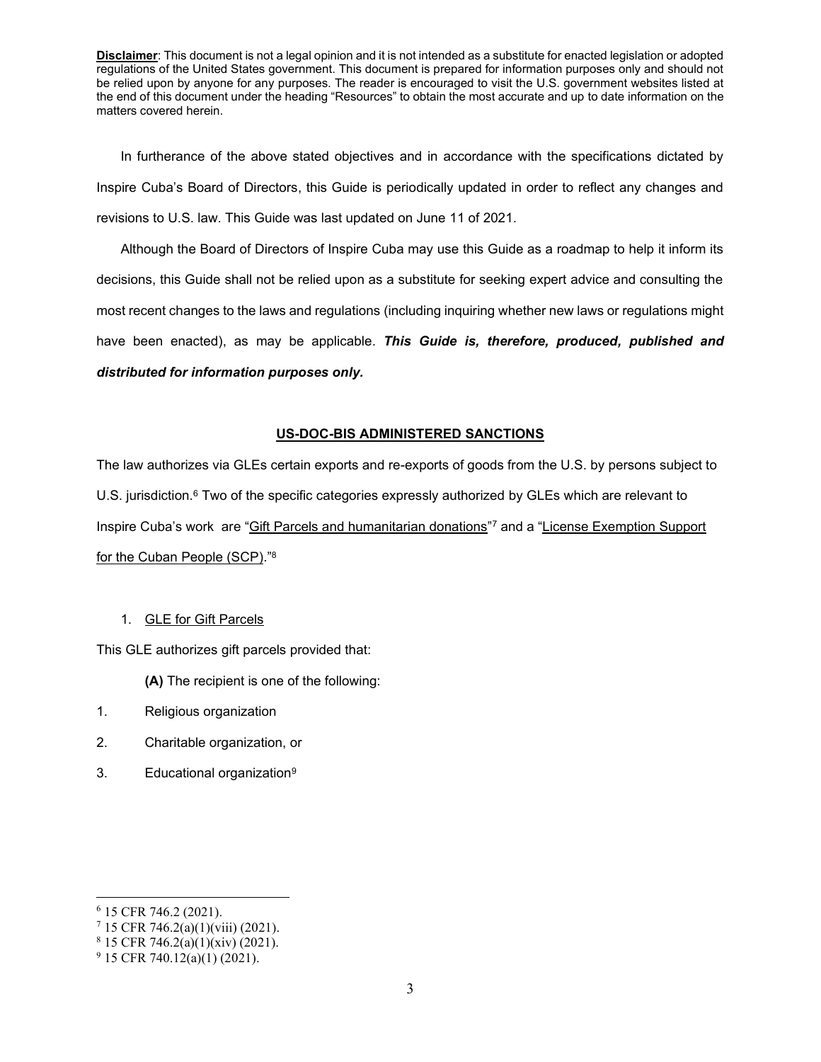**Disclaimer**: This document is not a legal opinion and it is not intended as a substitute for enacted legislation or adopted regulations of the United States government. This document is prepared for information purposes only and should not be relied upon by anyone for any purposes. The reader is encouraged to visit the U.S. government websites listed at the end of this document under the heading "Resources" to obtain the most accurate and up to date information on the matters covered herein.

In furtherance of the above stated objectives and in accordance with the specifications dictated by Inspire Cuba's Board of Directors, this Guide is periodically updated in order to reflect any changes and revisions to U.S. law. This Guide was last updated on June 11 of 2021.

Although the Board of Directors of Inspire Cuba may use this Guide as a roadmap to help it inform its decisions, this Guide shall not be relied upon as a substitute for seeking expert advice and consulting the most recent changes to the laws and regulations (including inquiring whether new laws or regulations might have been enacted), as may be applicable. ***This Guide is, therefore, produced, published and distributed for information purposes only.***

## US-DOC-BIS ADMINISTERED SANCTIONS

The law authorizes via GLEs certain exports and re-exports of goods from the U.S. by persons subject to U.S. jurisdiction.[6] Two of the specific categories expressly authorized by GLEs which are relevant to Inspire Cuba's work are "Gift Parcels and humanitarian donations"[7] and a "License Exemption Support for the Cuban People (SCP)."[8]

1. GLE for Gift Parcels

This GLE authorizes gift parcels provided that:

**(A)** The recipient is one of the following:

1. Religious organization
2. Charitable organization, or
3. Educational organization[9]

---

[6] 15 CFR 746.2 (2021).
[7] 15 CFR 746.2(a)(1)(viii) (2021).
[8] 15 CFR 746.2(a)(1)(xiv) (2021).
[9] 15 CFR 740.12(a)(1) (2021).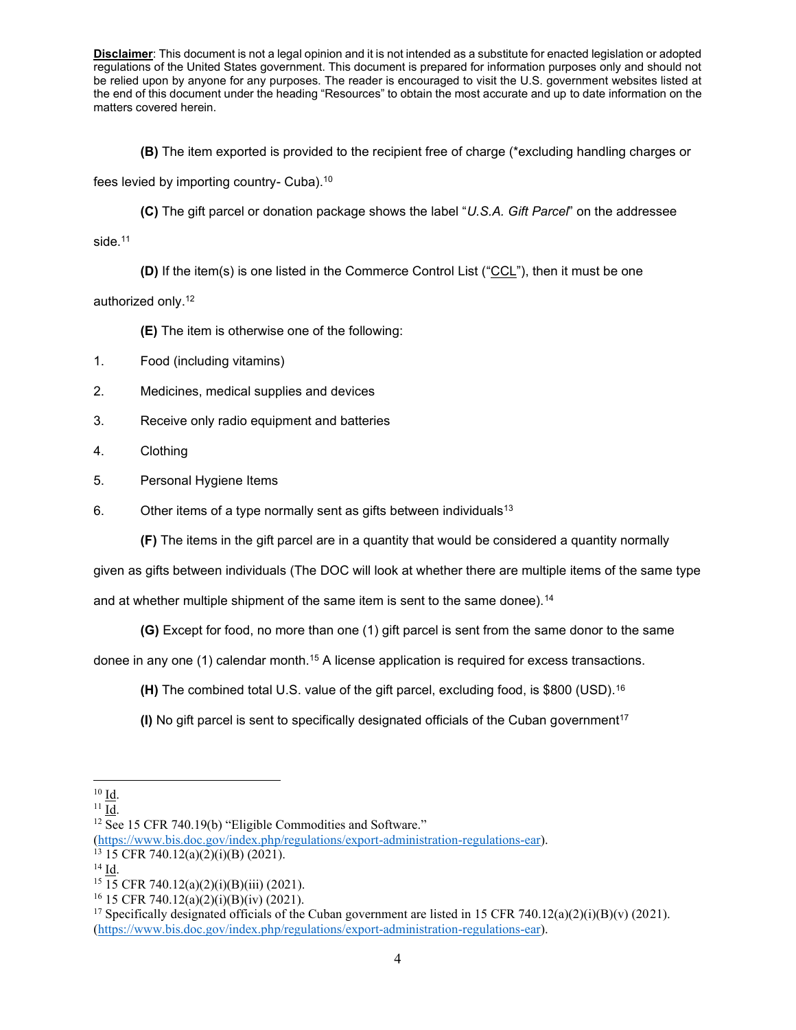**Disclaimer**: This document is not a legal opinion and it is not intended as a substitute for enacted legislation or adopted regulations of the United States government. This document is prepared for information purposes only and should not be relied upon by anyone for any purposes. The reader is encouraged to visit the U.S. government websites listed at the end of this document under the heading "Resources" to obtain the most accurate and up to date information on the matters covered herein.

**(B)** The item exported is provided to the recipient free of charge (*excluding handling charges or fees levied by importing country- Cuba).[10]

**(C)** The gift parcel or donation package shows the label "*U.S.A. Gift Parcel*" on the addressee side.[11]

**(D)** If the item(s) is one listed in the Commerce Control List ("CCL"), then it must be one authorized only.[12]

**(E)** The item is otherwise one of the following:

1. Food (including vitamins)
2. Medicines, medical supplies and devices
3. Receive only radio equipment and batteries
4. Clothing
5. Personal Hygiene Items
6. Other items of a type normally sent as gifts between individuals[13]

**(F)** The items in the gift parcel are in a quantity that would be considered a quantity normally given as gifts between individuals (The DOC will look at whether there are multiple items of the same type and at whether multiple shipment of the same item is sent to the same donee).[14]

**(G)** Except for food, no more than one (1) gift parcel is sent from the same donor to the same donee in any one (1) calendar month.[15] A license application is required for excess transactions.

**(H)** The combined total U.S. value of the gift parcel, excluding food, is $800 (USD).[16]

**(I)** No gift parcel is sent to specifically designated officials of the Cuban government[17]

---

[10] Id.

[11] Id.

[12] See 15 CFR 740.19(b) "Eligible Commodities and Software." (https://www.bis.doc.gov/index.php/regulations/export-administration-regulations-ear).

[13] 15 CFR 740.12(a)(2)(i)(B) (2021).

[14] Id.

[15] 15 CFR 740.12(a)(2)(i)(B)(iii) (2021).

[16] 15 CFR 740.12(a)(2)(i)(B)(iv) (2021).

[17] Specifically designated officials of the Cuban government are listed in 15 CFR 740.12(a)(2)(i)(B)(v) (2021). (https://www.bis.doc.gov/index.php/regulations/export-administration-regulations-ear).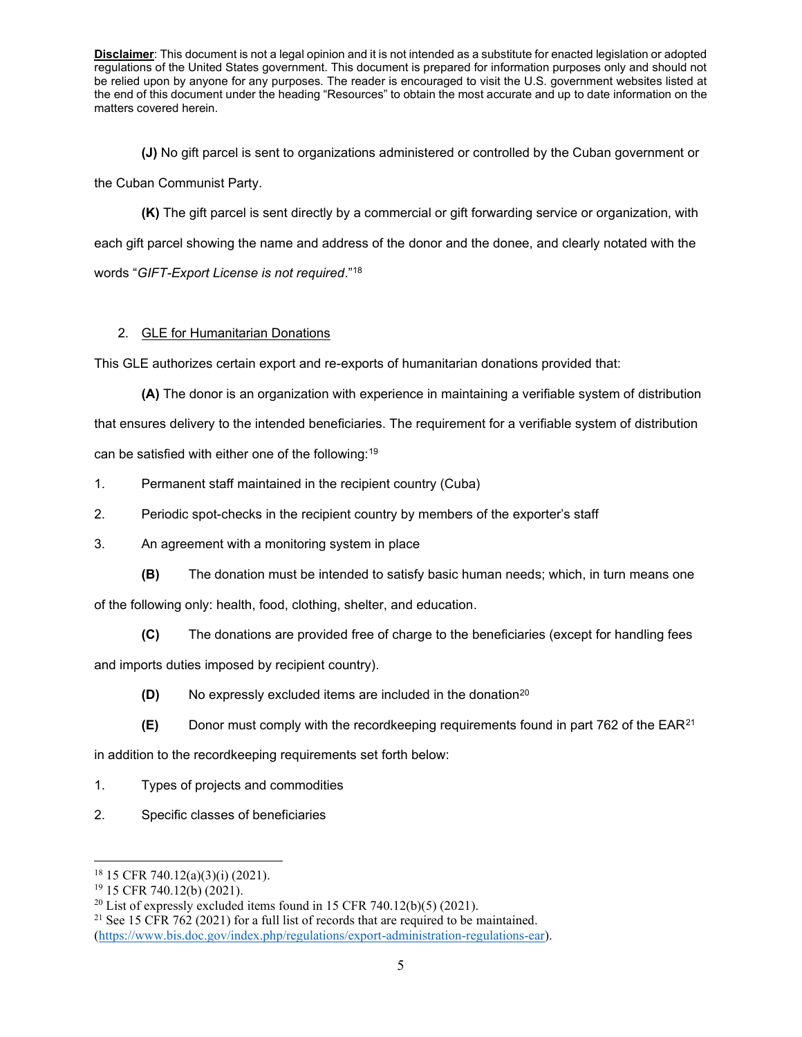**Disclaimer**: This document is not a legal opinion and it is not intended as a substitute for enacted legislation or adopted regulations of the United States government. This document is prepared for information purposes only and should not be relied upon by anyone for any purposes. The reader is encouraged to visit the U.S. government websites listed at the end of this document under the heading "Resources" to obtain the most accurate and up to date information on the matters covered herein.

**(J)** No gift parcel is sent to organizations administered or controlled by the Cuban government or the Cuban Communist Party.

**(K)** The gift parcel is sent directly by a commercial or gift forwarding service or organization, with each gift parcel showing the name and address of the donor and the donee, and clearly notated with the words "*GIFT-Export License is not required*."[18]

2. GLE for Humanitarian Donations

This GLE authorizes certain export and re-exports of humanitarian donations provided that:

**(A)** The donor is an organization with experience in maintaining a verifiable system of distribution that ensures delivery to the intended beneficiaries. The requirement for a verifiable system of distribution can be satisfied with either one of the following:[19]

1. Permanent staff maintained in the recipient country (Cuba)
2. Periodic spot-checks in the recipient country by members of the exporter's staff
3. An agreement with a monitoring system in place

**(B)** The donation must be intended to satisfy basic human needs; which, in turn means one of the following only: health, food, clothing, shelter, and education.

**(C)** The donations are provided free of charge to the beneficiaries (except for handling fees and imports duties imposed by recipient country).

**(D)** No expressly excluded items are included in the donation[20]

**(E)** Donor must comply with the recordkeeping requirements found in part 762 of the EAR[21] in addition to the recordkeeping requirements set forth below:

1. Types of projects and commodities
2. Specific classes of beneficiaries

---

[18] 15 CFR 740.12(a)(3)(i) (2021).

[19] 15 CFR 740.12(b) (2021).

[20] List of expressly excluded items found in 15 CFR 740.12(b)(5) (2021).

[21] See 15 CFR 762 (2021) for a full list of records that are required to be maintained. (https://www.bis.doc.gov/index.php/regulations/export-administration-regulations-ear).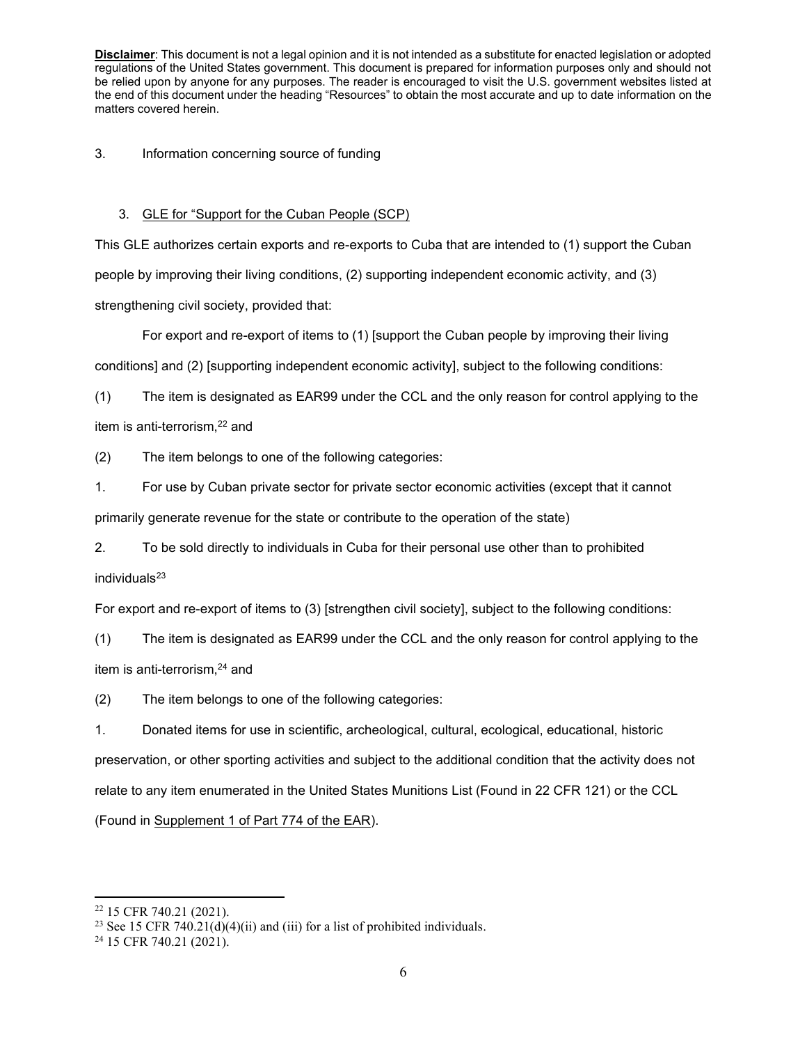**Disclaimer**: This document is not a legal opinion and it is not intended as a substitute for enacted legislation or adopted regulations of the United States government. This document is prepared for information purposes only and should not be relied upon by anyone for any purposes. The reader is encouraged to visit the U.S. government websites listed at the end of this document under the heading "Resources" to obtain the most accurate and up to date information on the matters covered herein.

3. Information concerning source of funding

3. GLE for "Support for the Cuban People (SCP)

This GLE authorizes certain exports and re-exports to Cuba that are intended to (1) support the Cuban people by improving their living conditions, (2) supporting independent economic activity, and (3) strengthening civil society, provided that:

For export and re-export of items to (1) [support the Cuban people by improving their living conditions] and (2) [supporting independent economic activity], subject to the following conditions:

(1) The item is designated as EAR99 under the CCL and the only reason for control applying to the item is anti-terrorism,[22] and

(2) The item belongs to one of the following categories:

1. For use by Cuban private sector for private sector economic activities (except that it cannot primarily generate revenue for the state or contribute to the operation of the state)

2. To be sold directly to individuals in Cuba for their personal use other than to prohibited individuals[23]

For export and re-export of items to (3) [strengthen civil society], subject to the following conditions:

(1) The item is designated as EAR99 under the CCL and the only reason for control applying to the item is anti-terrorism,[24] and

(2) The item belongs to one of the following categories:

1. Donated items for use in scientific, archeological, cultural, ecological, educational, historic preservation, or other sporting activities and subject to the additional condition that the activity does not relate to any item enumerated in the United States Munitions List (Found in 22 CFR 121) or the CCL (Found in Supplement 1 of Part 774 of the EAR).

---

[22] 15 CFR 740.21 (2021).

[23] See 15 CFR 740.21(d)(4)(ii) and (iii) for a list of prohibited individuals.

[24] 15 CFR 740.21 (2021).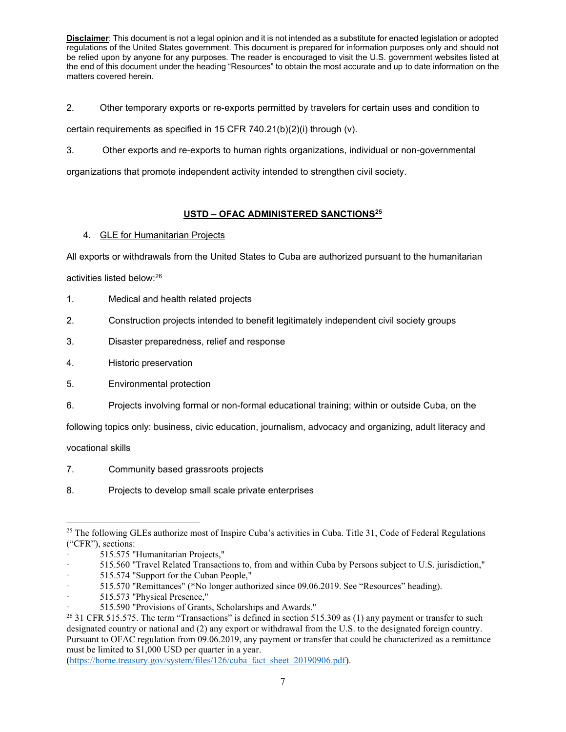**Disclaimer**: This document is not a legal opinion and it is not intended as a substitute for enacted legislation or adopted regulations of the United States government. This document is prepared for information purposes only and should not be relied upon by anyone for any purposes. The reader is encouraged to visit the U.S. government websites listed at the end of this document under the heading "Resources" to obtain the most accurate and up to date information on the matters covered herein.

2. Other temporary exports or re-exports permitted by travelers for certain uses and condition to certain requirements as specified in 15 CFR 740.21(b)(2)(i) through (v).

3. Other exports and re-exports to human rights organizations, individual or non-governmental organizations that promote independent activity intended to strengthen civil society.

## USTD – OFAC ADMINISTERED SANCTIONS[25]

4. GLE for Humanitarian Projects

All exports or withdrawals from the United States to Cuba are authorized pursuant to the humanitarian activities listed below:[26]

1. Medical and health related projects
2. Construction projects intended to benefit legitimately independent civil society groups
3. Disaster preparedness, relief and response
4. Historic preservation
5. Environmental protection
6. Projects involving formal or non-formal educational training; within or outside Cuba, on the following topics only: business, civic education, journalism, advocacy and organizing, adult literacy and vocational skills
7. Community based grassroots projects
8. Projects to develop small scale private enterprises

---

[25] The following GLEs authorize most of Inspire Cuba's activities in Cuba. Title 31, Code of Federal Regulations ("CFR"), sections:

- 515.575 "Humanitarian Projects,"
- 515.560 "Travel Related Transactions to, from and within Cuba by Persons subject to U.S. jurisdiction,"
- 515.574 "Support for the Cuban People,"
- 515.570 "Remittances" (*No longer authorized since 09.06.2019. See "Resources" heading).
- 515.573 "Physical Presence,"
- 515.590 "Provisions of Grants, Scholarships and Awards."

[26] 31 CFR 515.575. The term "Transactions" is defined in section 515.309 as (1) any payment or transfer to such designated country or national and (2) any export or withdrawal from the U.S. to the designated foreign country. Pursuant to OFAC regulation from 09.06.2019, any payment or transfer that could be characterized as a remittance must be limited to $1,000 USD per quarter in a year. (https://home.treasury.gov/system/files/126/cuba_fact_sheet_20190906.pdf).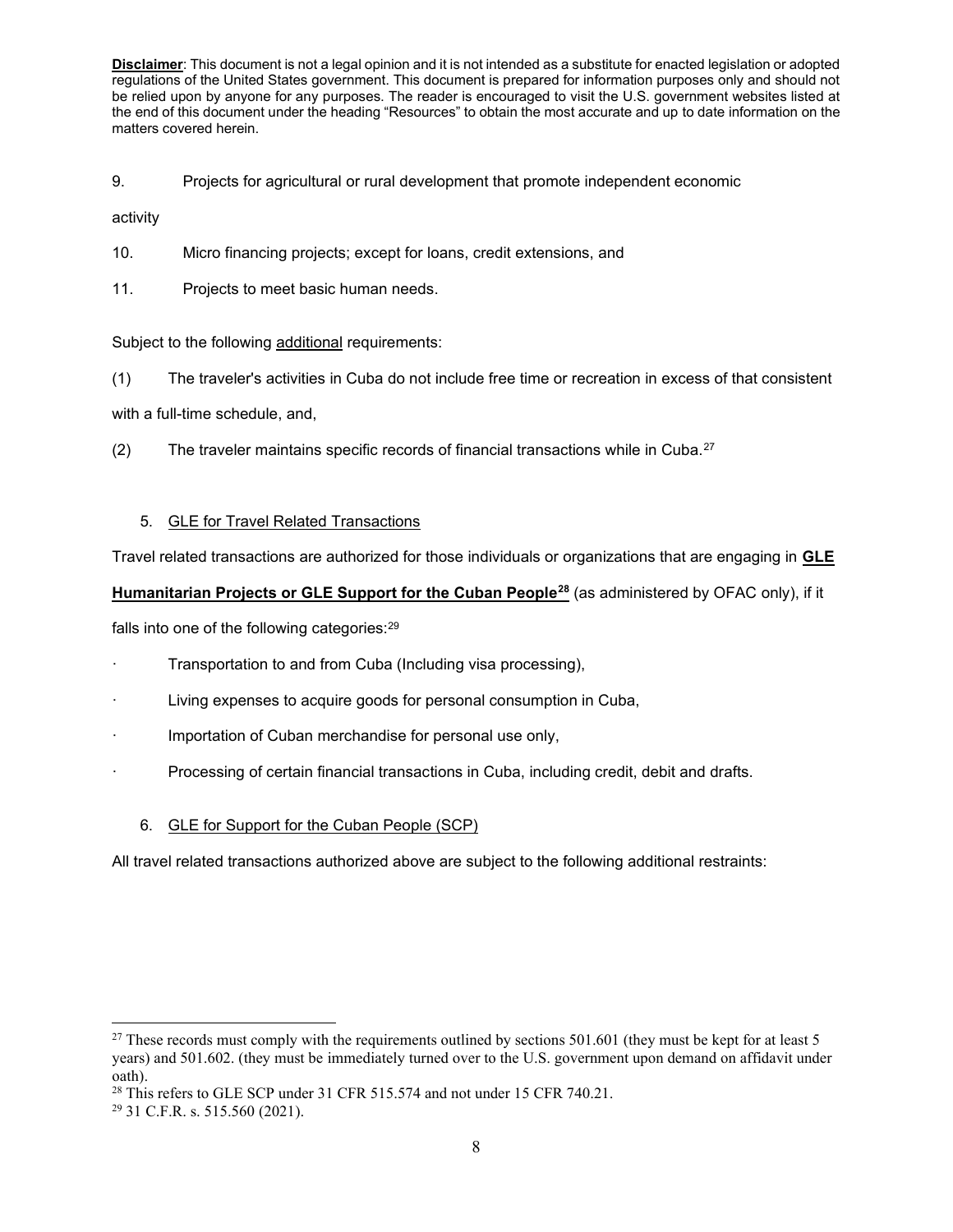**Disclaimer**: This document is not a legal opinion and it is not intended as a substitute for enacted legislation or adopted regulations of the United States government. This document is prepared for information purposes only and should not be relied upon by anyone for any purposes. The reader is encouraged to visit the U.S. government websites listed at the end of this document under the heading "Resources" to obtain the most accurate and up to date information on the matters covered herein.

9. Projects for agricultural or rural development that promote independent economic activity

10. Micro financing projects; except for loans, credit extensions, and

11. Projects to meet basic human needs.

Subject to the following additional requirements:

(1) The traveler's activities in Cuba do not include free time or recreation in excess of that consistent with a full-time schedule, and,

(2) The traveler maintains specific records of financial transactions while in Cuba.[27]

5. GLE for Travel Related Transactions

Travel related transactions are authorized for those individuals or organizations that are engaging in **GLE Humanitarian Projects or GLE Support for the Cuban People**[28] (as administered by OFAC only), if it falls into one of the following categories:[29]

- Transportation to and from Cuba (Including visa processing),
- Living expenses to acquire goods for personal consumption in Cuba,
- Importation of Cuban merchandise for personal use only,
- Processing of certain financial transactions in Cuba, including credit, debit and drafts.

6. GLE for Support for the Cuban People (SCP)

All travel related transactions authorized above are subject to the following additional restraints:

[27] These records must comply with the requirements outlined by sections 501.601 (they must be kept for at least 5 years) and 501.602. (they must be immediately turned over to the U.S. government upon demand on affidavit under oath).

[28] This refers to GLE SCP under 31 CFR 515.574 and not under 15 CFR 740.21.

[29] 31 C.F.R. s. 515.560 (2021).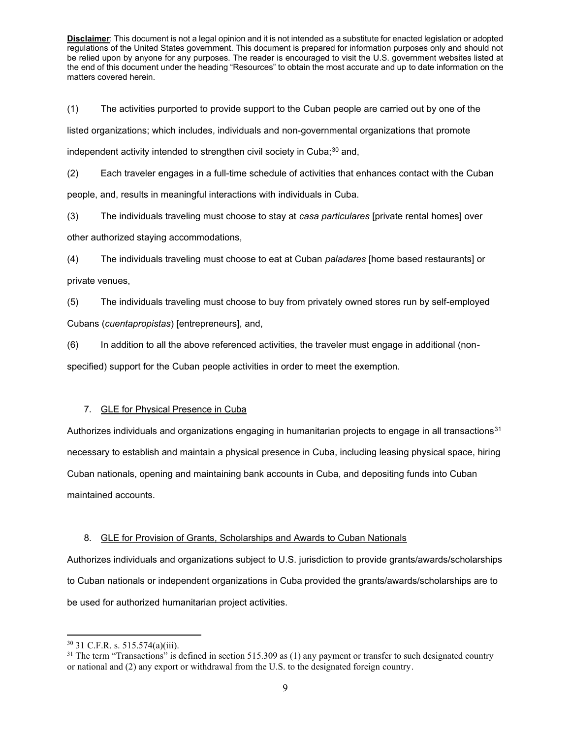**Disclaimer**: This document is not a legal opinion and it is not intended as a substitute for enacted legislation or adopted regulations of the United States government. This document is prepared for information purposes only and should not be relied upon by anyone for any purposes. The reader is encouraged to visit the U.S. government websites listed at the end of this document under the heading "Resources" to obtain the most accurate and up to date information on the matters covered herein.

(1) The activities purported to provide support to the Cuban people are carried out by one of the listed organizations; which includes, individuals and non-governmental organizations that promote independent activity intended to strengthen civil society in Cuba;[30] and,

(2) Each traveler engages in a full-time schedule of activities that enhances contact with the Cuban people, and, results in meaningful interactions with individuals in Cuba.

(3) The individuals traveling must choose to stay at *casa particulares* [private rental homes] over other authorized staying accommodations,

(4) The individuals traveling must choose to eat at Cuban *paladares* [home based restaurants] or private venues,

(5) The individuals traveling must choose to buy from privately owned stores run by self-employed Cubans (*cuentapropistas*) [entrepreneurs], and,

(6) In addition to all the above referenced activities, the traveler must engage in additional (non-specified) support for the Cuban people activities in order to meet the exemption.

7. GLE for Physical Presence in Cuba

Authorizes individuals and organizations engaging in humanitarian projects to engage in all transactions[31] necessary to establish and maintain a physical presence in Cuba, including leasing physical space, hiring Cuban nationals, opening and maintaining bank accounts in Cuba, and depositing funds into Cuban maintained accounts.

8. GLE for Provision of Grants, Scholarships and Awards to Cuban Nationals

Authorizes individuals and organizations subject to U.S. jurisdiction to provide grants/awards/scholarships to Cuban nationals or independent organizations in Cuba provided the grants/awards/scholarships are to be used for authorized humanitarian project activities.

---

[30] 31 C.F.R. s. 515.574(a)(iii).

[31] The term "Transactions" is defined in section 515.309 as (1) any payment or transfer to such designated country or national and (2) any export or withdrawal from the U.S. to the designated foreign country.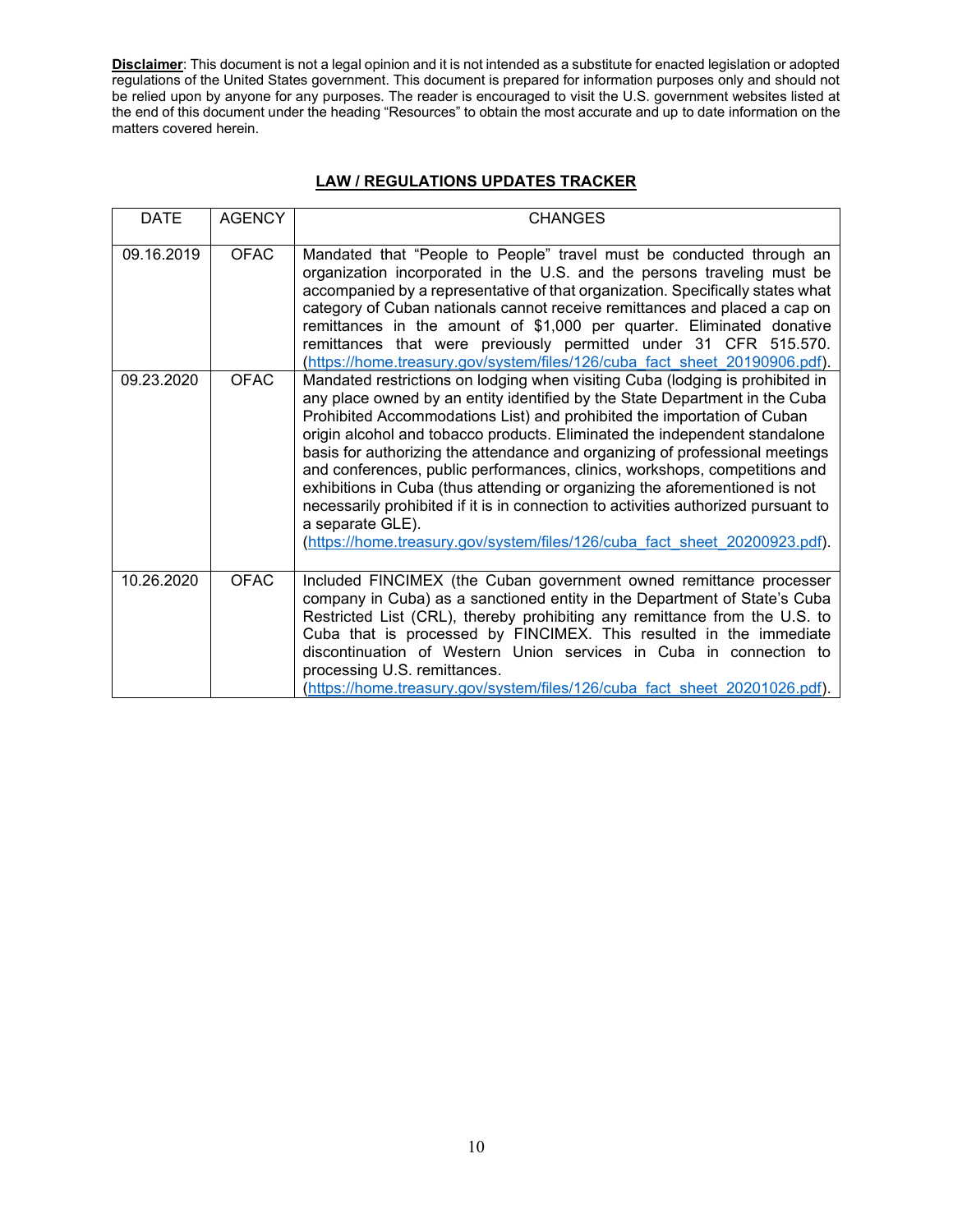**Disclaimer**: This document is not a legal opinion and it is not intended as a substitute for enacted legislation or adopted regulations of the United States government. This document is prepared for information purposes only and should not be relied upon by anyone for any purposes. The reader is encouraged to visit the U.S. government websites listed at the end of this document under the heading "Resources" to obtain the most accurate and up to date information on the matters covered herein.

## LAW / REGULATIONS UPDATES TRACKER

| DATE | AGENCY | CHANGES |
|---|---|---|
| 09.16.2019 | OFAC | Mandated that "People to People" travel must be conducted through an organization incorporated in the U.S. and the persons traveling must be accompanied by a representative of that organization. Specifically states what category of Cuban nationals cannot receive remittances and placed a cap on remittances in the amount of $1,000 per quarter. Eliminated donative remittances that were previously permitted under 31 CFR 515.570. (https://home.treasury.gov/system/files/126/cuba_fact_sheet_20190906.pdf). |
| 09.23.2020 | OFAC | Mandated restrictions on lodging when visiting Cuba (lodging is prohibited in any place owned by an entity identified by the State Department in the Cuba Prohibited Accommodations List) and prohibited the importation of Cuban origin alcohol and tobacco products. Eliminated the independent standalone basis for authorizing the attendance and organizing of professional meetings and conferences, public performances, clinics, workshops, competitions and exhibitions in Cuba (thus attending or organizing the aforementioned is not necessarily prohibited if it is in connection to activities authorized pursuant to a separate GLE). (https://home.treasury.gov/system/files/126/cuba_fact_sheet_20200923.pdf). |
| 10.26.2020 | OFAC | Included FINCIMEX (the Cuban government owned remittance processer company in Cuba) as a sanctioned entity in the Department of State's Cuba Restricted List (CRL), thereby prohibiting any remittance from the U.S. to Cuba that is processed by FINCIMEX. This resulted in the immediate discontinuation of Western Union services in Cuba in connection to processing U.S. remittances. (https://home.treasury.gov/system/files/126/cuba_fact_sheet_20201026.pdf). |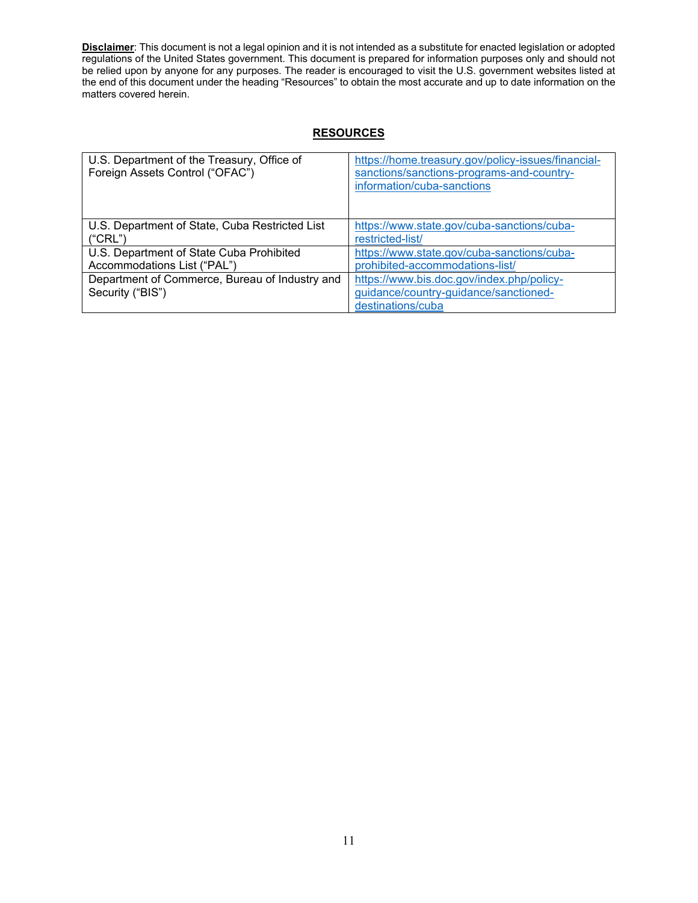**Disclaimer**: This document is not a legal opinion and it is not intended as a substitute for enacted legislation or adopted regulations of the United States government. This document is prepared for information purposes only and should not be relied upon by anyone for any purposes. The reader is encouraged to visit the U.S. government websites listed at the end of this document under the heading "Resources" to obtain the most accurate and up to date information on the matters covered herein.

## RESOURCES

| | |
|---|---|
| U.S. Department of the Treasury, Office of Foreign Assets Control ("OFAC") | https://home.treasury.gov/policy-issues/financial-sanctions/sanctions-programs-and-country-information/cuba-sanctions |
| U.S. Department of State, Cuba Restricted List ("CRL") | https://www.state.gov/cuba-sanctions/cuba-restricted-list/ |
| U.S. Department of State Cuba Prohibited Accommodations List ("PAL") | https://www.state.gov/cuba-sanctions/cuba-prohibited-accommodations-list/ |
| Department of Commerce, Bureau of Industry and Security ("BIS") | https://www.bis.doc.gov/index.php/policy-guidance/country-guidance/sanctioned-destinations/cuba |